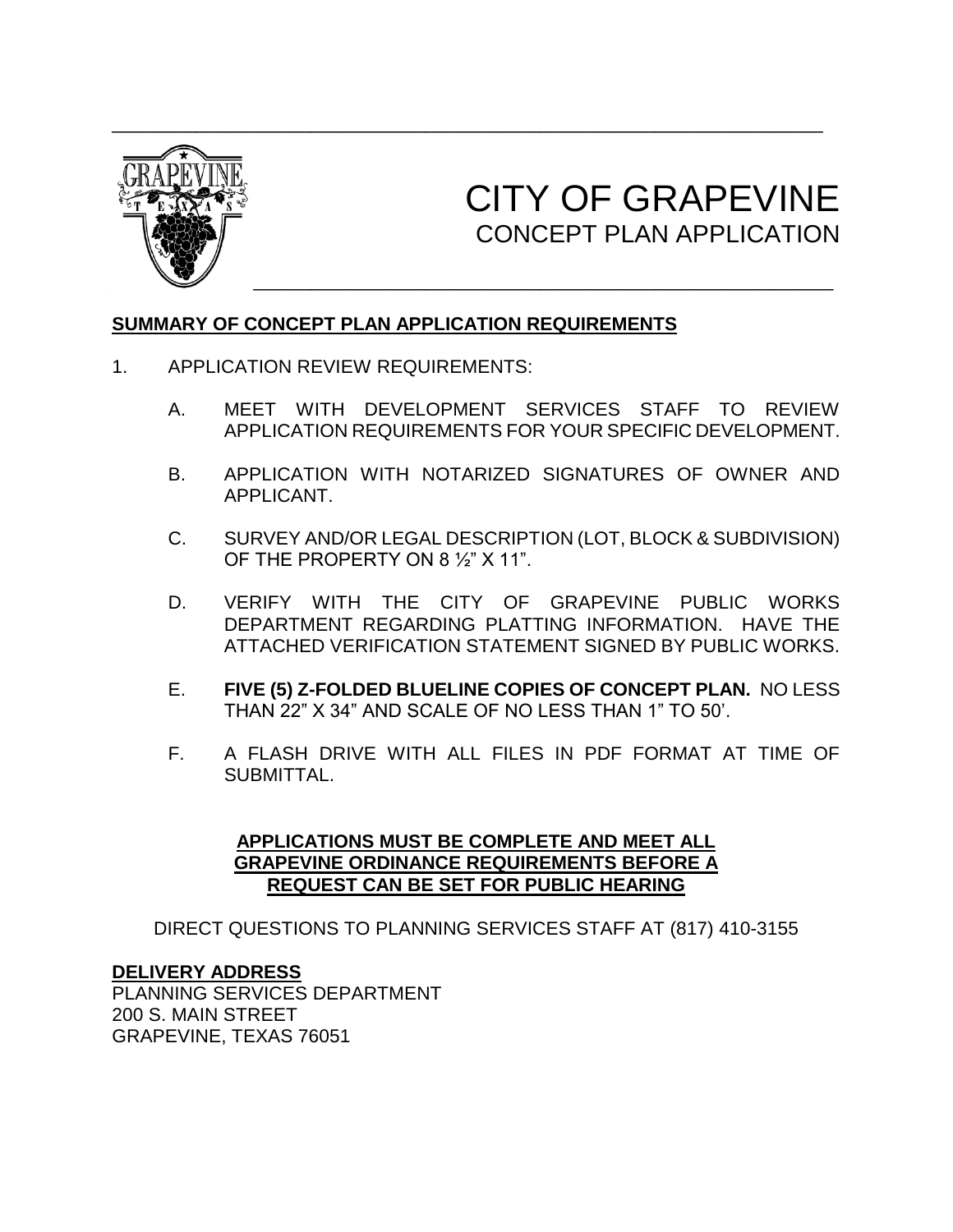# CITY OF GRAPEVINE

## CONCEPT PLAN APPLICATION

**SUMMARY OF CONCEPT PLAN APPLICATION REQUIREMENTS**

1. APPLICATION REVIEW REQUIREMENTS:

   A. MEET WITH DEVELOPMENT SERVICES STAFF TO REVIEW APPLICATION REQUIREMENTS FOR YOUR SPECIFIC DEVELOPMENT.

   B. APPLICATION WITH NOTARIZED SIGNATURES OF OWNER AND APPLICANT.

   C. SURVEY AND/OR LEGAL DESCRIPTION (LOT, BLOCK & SUBDIVISION) OF THE PROPERTY ON 8 ½" X 11".

   D. VERIFY WITH THE CITY OF GRAPEVINE PUBLIC WORKS DEPARTMENT REGARDING PLATTING INFORMATION. HAVE THE ATTACHED VERIFICATION STATEMENT SIGNED BY PUBLIC WORKS.

   E. **FIVE (5) Z-FOLDED BLUELINE COPIES OF CONCEPT PLAN.** NO LESS THAN 22" X 34" AND SCALE OF NO LESS THAN 1" TO 50'.

   F. A FLASH DRIVE WITH ALL FILES IN PDF FORMAT AT TIME OF SUBMITTAL.

**APPLICATIONS MUST BE COMPLETE AND MEET ALL GRAPEVINE ORDINANCE REQUIREMENTS BEFORE A REQUEST CAN BE SET FOR PUBLIC HEARING**

DIRECT QUESTIONS TO PLANNING SERVICES STAFF AT (817) 410-3155

**DELIVERY ADDRESS**
PLANNING SERVICES DEPARTMENT
200 S. MAIN STREET
GRAPEVINE, TEXAS 76051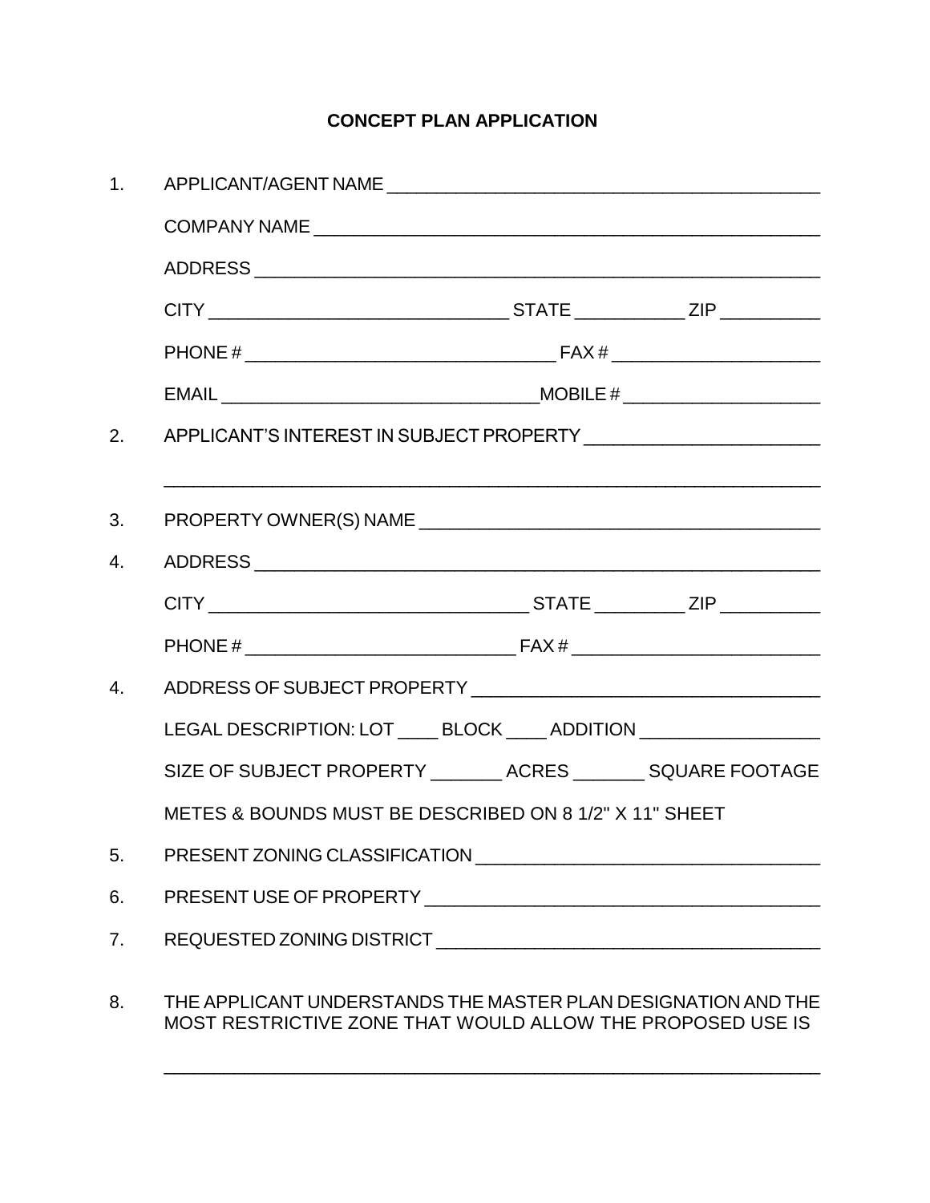# CONCEPT PLAN APPLICATION

1. APPLICANT/AGENT NAME ___________________________________________

   COMPANY NAME ___________________________________________________

   ADDRESS _______________________________________________________

   CITY ______________________________ STATE ___________ ZIP __________

   PHONE # ______________________________ FAX # ____________________

   EMAIL _______________________________MOBILE # ___________________

2. APPLICANT'S INTEREST IN SUBJECT PROPERTY _______________________

   _______________________________________________________________

3. PROPERTY OWNER(S) NAME _______________________________________

4. ADDRESS _______________________________________________________

   CITY _______________________________ STATE _________ ZIP __________

   PHONE # ___________________________ FAX # ________________________

4. ADDRESS OF SUBJECT PROPERTY __________________________________

   LEGAL DESCRIPTION: LOT ____ BLOCK ____ ADDITION _________________

   SIZE OF SUBJECT PROPERTY _______ ACRES _______ SQUARE FOOTAGE

   METES & BOUNDS MUST BE DESCRIBED ON 8 1/2" X 11" SHEET

5. PRESENT ZONING CLASSIFICATION _________________________________

6. PRESENT USE OF PROPERTY _____________________________________

7. REQUESTED ZONING DISTRICT ____________________________________

8. THE APPLICANT UNDERSTANDS THE MASTER PLAN DESIGNATION AND THE MOST RESTRICTIVE ZONE THAT WOULD ALLOW THE PROPOSED USE IS

   _______________________________________________________________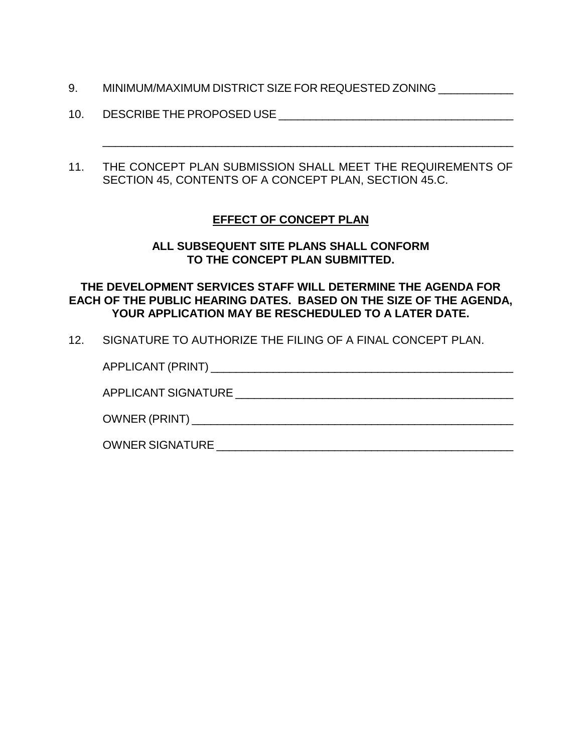9. MINIMUM/MAXIMUM DISTRICT SIZE FOR REQUESTED ZONING ___________

10. DESCRIBE THE PROPOSED USE _____________________________________

_________________________________________________________________

11. THE CONCEPT PLAN SUBMISSION SHALL MEET THE REQUIREMENTS OF SECTION 45, CONTENTS OF A CONCEPT PLAN, SECTION 45.C.

**EFFECT OF CONCEPT PLAN**

**ALL SUBSEQUENT SITE PLANS SHALL CONFORM TO THE CONCEPT PLAN SUBMITTED.**

**THE DEVELOPMENT SERVICES STAFF WILL DETERMINE THE AGENDA FOR EACH OF THE PUBLIC HEARING DATES. BASED ON THE SIZE OF THE AGENDA, YOUR APPLICATION MAY BE RESCHEDULED TO A LATER DATE.**

12. SIGNATURE TO AUTHORIZE THE FILING OF A FINAL CONCEPT PLAN.

APPLICANT (PRINT) _______________________________________________

APPLICANT SIGNATURE ____________________________________________

OWNER (PRINT) __________________________________________________

OWNER SIGNATURE _______________________________________________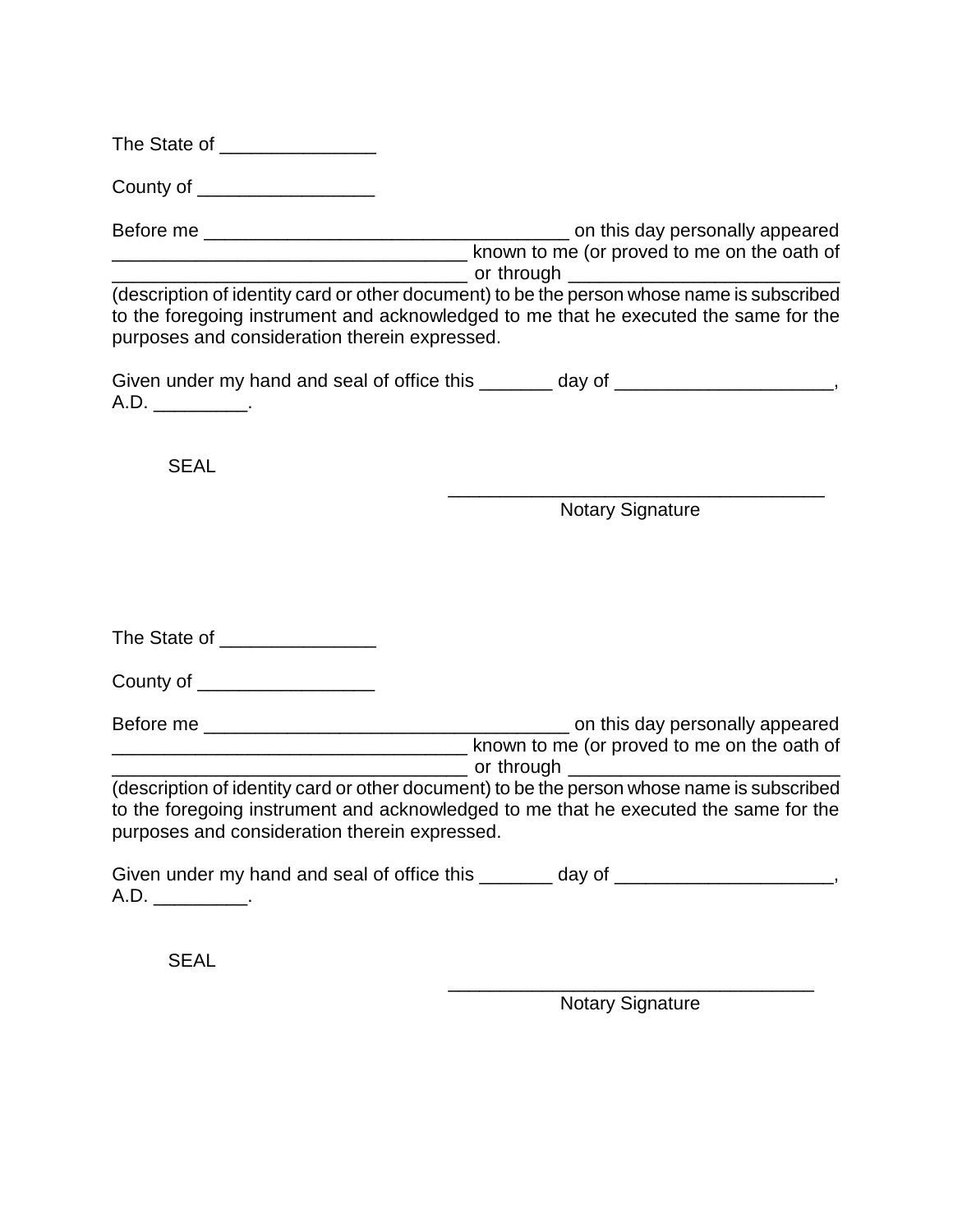The State of _______________

County of _________________

Before me ___________________________________ on this day personally appeared __________________________________ known to me (or proved to me on the oath of __________________________________ or through __________________________ (description of identity card or other document) to be the person whose name is subscribed to the foregoing instrument and acknowledged to me that he executed the same for the purposes and consideration therein expressed.

Given under my hand and seal of office this _______ day of ____________________, A.D. _________.

SEAL

____________________________________
Notary Signature

The State of _______________

County of _________________

Before me ___________________________________ on this day personally appeared __________________________________ known to me (or proved to me on the oath of __________________________________ or through __________________________ (description of identity card or other document) to be the person whose name is subscribed to the foregoing instrument and acknowledged to me that he executed the same for the purposes and consideration therein expressed.

Given under my hand and seal of office this _______ day of ____________________, A.D. _________.

SEAL

___________________________________
Notary Signature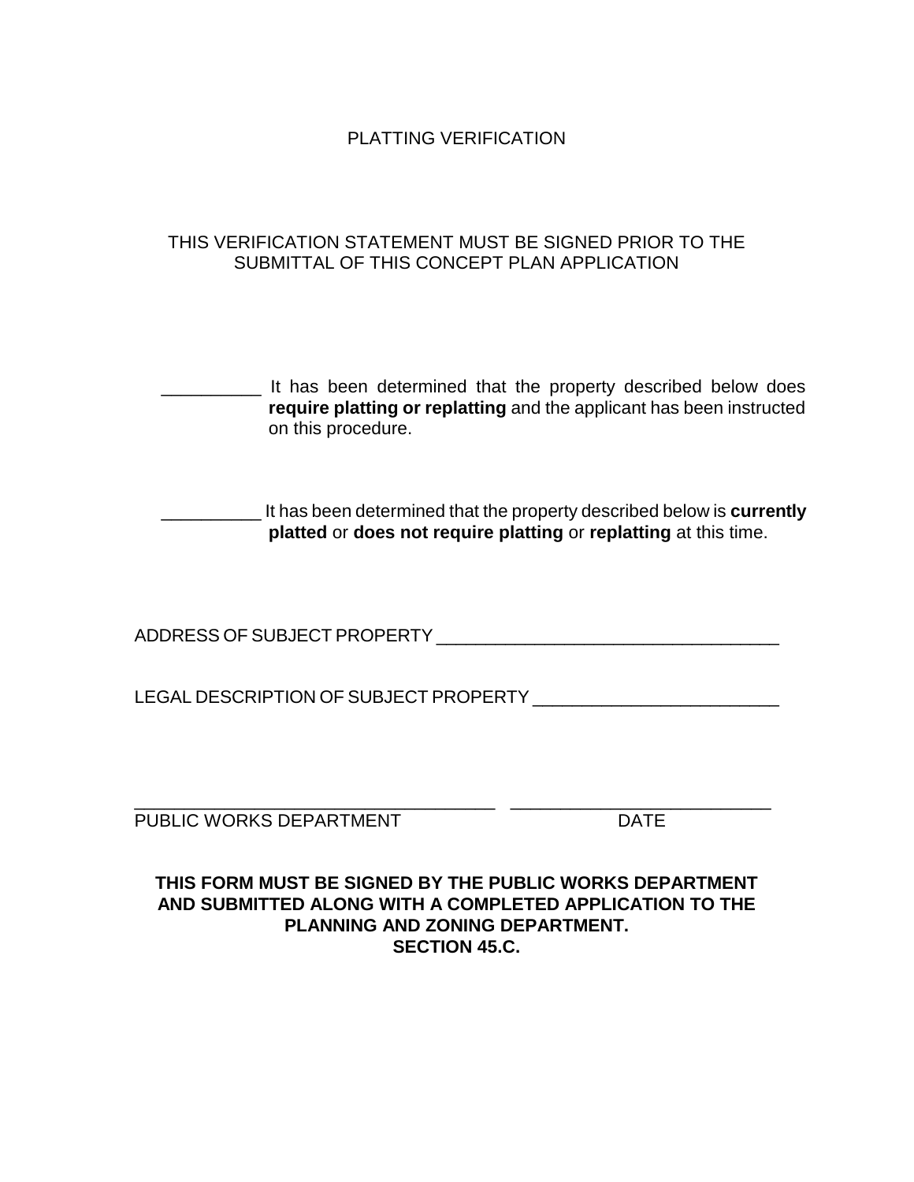# PLATTING VERIFICATION

THIS VERIFICATION STATEMENT MUST BE SIGNED PRIOR TO THE SUBMITTAL OF THIS CONCEPT PLAN APPLICATION

__________ It has been determined that the property described below does **require platting or replatting** and the applicant has been instructed on this procedure.

__________ It has been determined that the property described below is **currently platted** or **does not require platting** or **replatting** at this time.

ADDRESS OF SUBJECT PROPERTY ___________________________________

LEGAL DESCRIPTION OF SUBJECT PROPERTY _________________________

_____________________________________ ___________________________

PUBLIC WORKS DEPARTMENT DATE

**THIS FORM MUST BE SIGNED BY THE PUBLIC WORKS DEPARTMENT AND SUBMITTED ALONG WITH A COMPLETED APPLICATION TO THE PLANNING AND ZONING DEPARTMENT.**
**SECTION 45.C.**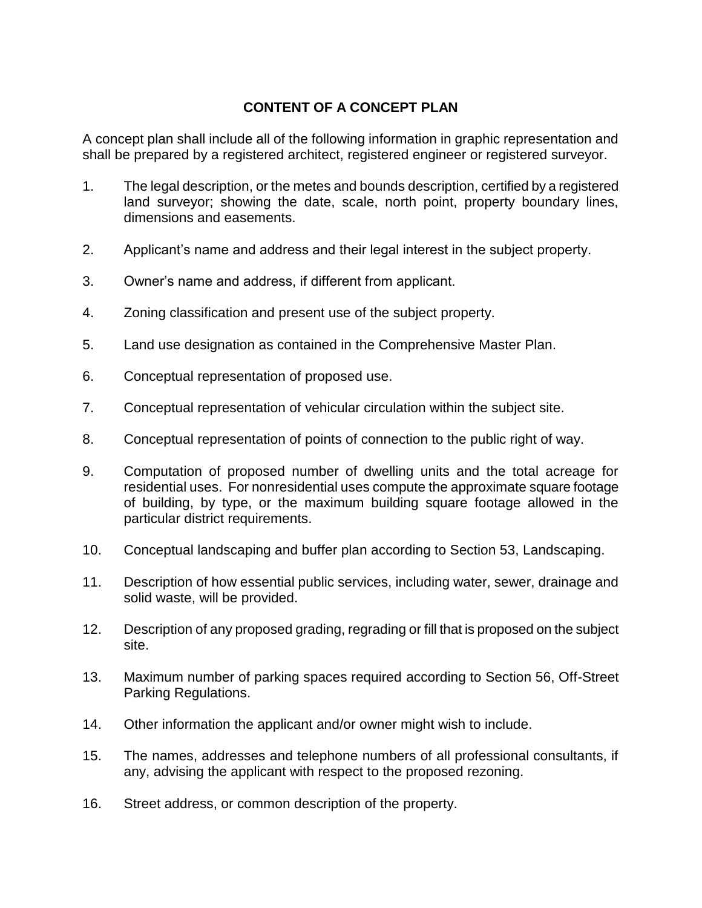# CONTENT OF A CONCEPT PLAN

A concept plan shall include all of the following information in graphic representation and shall be prepared by a registered architect, registered engineer or registered surveyor.

1. The legal description, or the metes and bounds description, certified by a registered land surveyor; showing the date, scale, north point, property boundary lines, dimensions and easements.

2. Applicant's name and address and their legal interest in the subject property.

3. Owner's name and address, if different from applicant.

4. Zoning classification and present use of the subject property.

5. Land use designation as contained in the Comprehensive Master Plan.

6. Conceptual representation of proposed use.

7. Conceptual representation of vehicular circulation within the subject site.

8. Conceptual representation of points of connection to the public right of way.

9. Computation of proposed number of dwelling units and the total acreage for residential uses. For nonresidential uses compute the approximate square footage of building, by type, or the maximum building square footage allowed in the particular district requirements.

10. Conceptual landscaping and buffer plan according to Section 53, Landscaping.

11. Description of how essential public services, including water, sewer, drainage and solid waste, will be provided.

12. Description of any proposed grading, regrading or fill that is proposed on the subject site.

13. Maximum number of parking spaces required according to Section 56, Off-Street Parking Regulations.

14. Other information the applicant and/or owner might wish to include.

15. The names, addresses and telephone numbers of all professional consultants, if any, advising the applicant with respect to the proposed rezoning.

16. Street address, or common description of the property.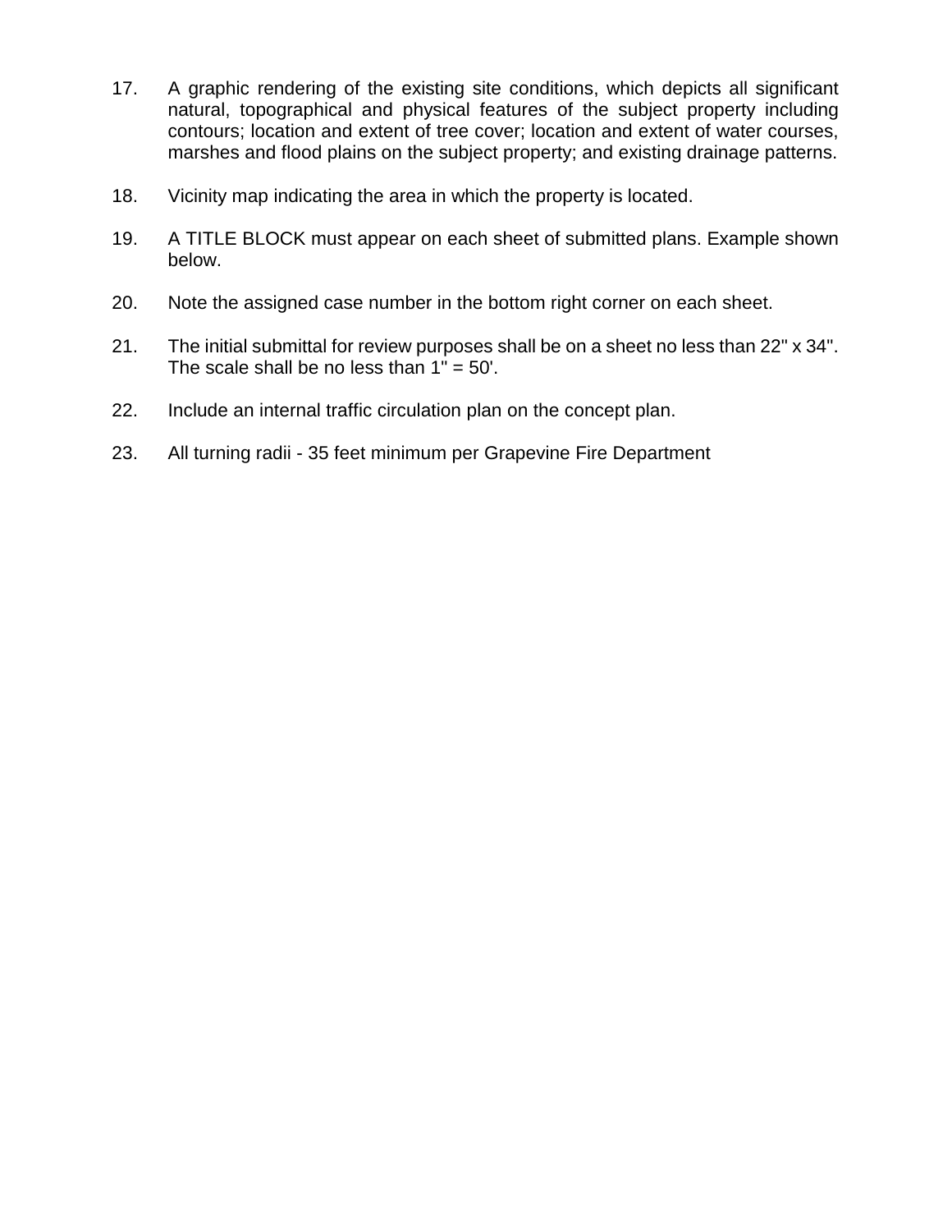17. A graphic rendering of the existing site conditions, which depicts all significant natural, topographical and physical features of the subject property including contours; location and extent of tree cover; location and extent of water courses, marshes and flood plains on the subject property; and existing drainage patterns.

18. Vicinity map indicating the area in which the property is located.

19. A TITLE BLOCK must appear on each sheet of submitted plans. Example shown below.

20. Note the assigned case number in the bottom right corner on each sheet.

21. The initial submittal for review purposes shall be on a sheet no less than 22" x 34". The scale shall be no less than 1" = 50'.

22. Include an internal traffic circulation plan on the concept plan.

23. All turning radii - 35 feet minimum per Grapevine Fire Department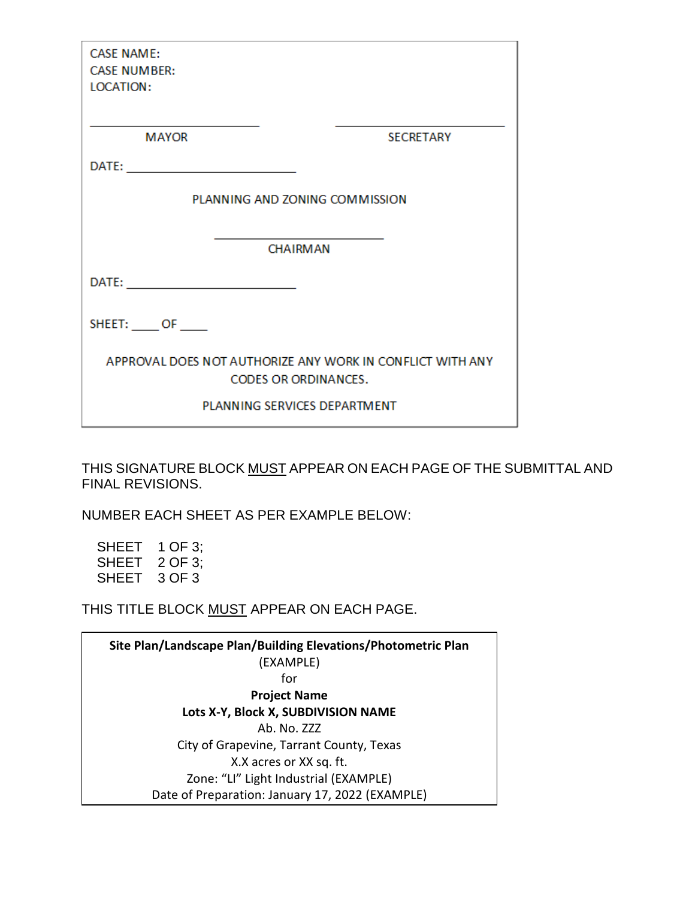CASE NAME:
CASE NUMBER:
LOCATION:

\_\_\_\_\_\_\_\_\_\_\_\_\_\_\_\_\_\_\_\_\_\_\_\_\_ \_\_\_\_\_\_\_\_\_\_\_\_\_\_\_\_\_\_\_\_\_\_\_\_\_

MAYOR SECRETARY

DATE: \_\_\_\_\_\_\_\_\_\_\_\_\_\_\_\_\_\_\_\_\_\_\_\_\_

PLANNING AND ZONING COMMISSION

\_\_\_\_\_\_\_\_\_\_\_\_\_\_\_\_\_\_\_\_\_\_\_\_\_

CHAIRMAN

DATE: \_\_\_\_\_\_\_\_\_\_\_\_\_\_\_\_\_\_\_\_\_\_\_\_\_

SHEET: \_\_\_\_ OF \_\_\_\_

APPROVAL DOES NOT AUTHORIZE ANY WORK IN CONFLICT WITH ANY CODES OR ORDINANCES.

PLANNING SERVICES DEPARTMENT

THIS SIGNATURE BLOCK <u>MUST</u> APPEAR ON EACH PAGE OF THE SUBMITTAL AND FINAL REVISIONS.

NUMBER EACH SHEET AS PER EXAMPLE BELOW:

SHEET 1 OF 3;
SHEET 2 OF 3;
SHEET 3 OF 3

THIS TITLE BLOCK <u>MUST</u> APPEAR ON EACH PAGE.

**Site Plan/Landscape Plan/Building Elevations/Photometric Plan**
(EXAMPLE)
for
**Project Name**
**Lots X-Y, Block X, SUBDIVISION NAME**
Ab. No. ZZZ
City of Grapevine, Tarrant County, Texas
X.X acres or XX sq. ft.
Zone: "LI" Light Industrial (EXAMPLE)
Date of Preparation: January 17, 2022 (EXAMPLE)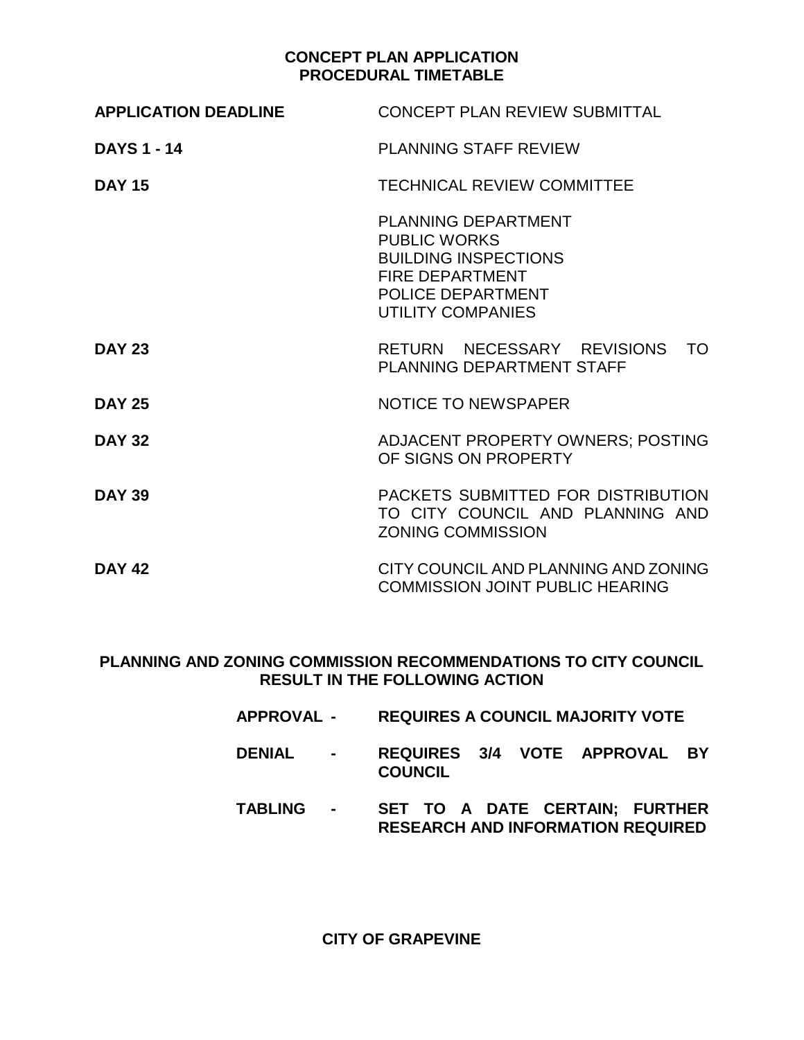# CONCEPT PLAN APPLICATION
## PROCEDURAL TIMETABLE

| | |
|---|---|
| **APPLICATION DEADLINE** | CONCEPT PLAN REVIEW SUBMITTAL |
| **DAYS 1 - 14** | PLANNING STAFF REVIEW |
| **DAY 15** | TECHNICAL REVIEW COMMITTEE<br><br>PLANNING DEPARTMENT<br>PUBLIC WORKS<br>BUILDING INSPECTIONS<br>FIRE DEPARTMENT<br>POLICE DEPARTMENT<br>UTILITY COMPANIES |
| **DAY 23** | RETURN NECESSARY REVISIONS TO PLANNING DEPARTMENT STAFF |
| **DAY 25** | NOTICE TO NEWSPAPER |
| **DAY 32** | ADJACENT PROPERTY OWNERS; POSTING OF SIGNS ON PROPERTY |
| **DAY 39** | PACKETS SUBMITTED FOR DISTRIBUTION TO CITY COUNCIL AND PLANNING AND ZONING COMMISSION |
| **DAY 42** | CITY COUNCIL AND PLANNING AND ZONING COMMISSION JOINT PUBLIC HEARING |

## PLANNING AND ZONING COMMISSION RECOMMENDATIONS TO CITY COUNCIL RESULT IN THE FOLLOWING ACTION

| | |
|---|---|
| **APPROVAL -** | **REQUIRES A COUNCIL MAJORITY VOTE** |
| **DENIAL -** | **REQUIRES 3/4 VOTE APPROVAL BY COUNCIL** |
| **TABLING -** | **SET TO A DATE CERTAIN; FURTHER RESEARCH AND INFORMATION REQUIRED** |

**CITY OF GRAPEVINE**